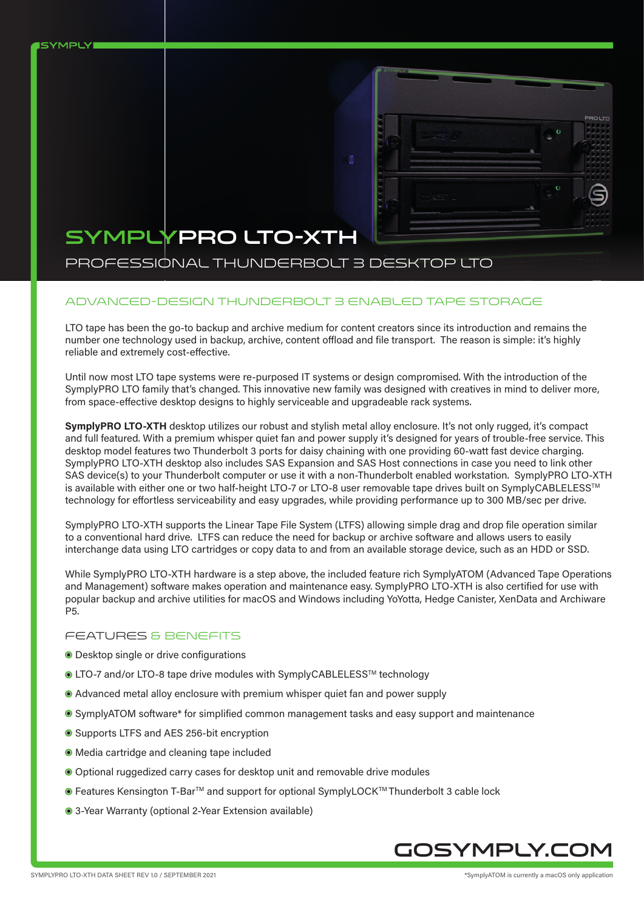# SYMPLYPRO LTO-XTH

## PROFESSIONAL THUNDERBOLT 3 DESKTOP LTO

### ADVANCED-DESIGN THUNDERBOLT 3 ENABLED TAPE STORAGE

LTO tape has been the go-to backup and archive medium for content creators since its introduction and remains the number one technology used in backup, archive, content offload and file transport. The reason is simple: it's highly reliable and extremely cost-effective.

Until now most LTO tape systems were re-purposed IT systems or design compromised. With the introduction of the SymplyPRO LTO family that's changed. This innovative new family was designed with creatives in mind to deliver more, from space-effective desktop designs to highly serviceable and upgradeable rack systems.

**SymplyPRO LTO-XTH** desktop utilizes our robust and stylish metal alloy enclosure. It's not only rugged, it's compact and full featured. With a premium whisper quiet fan and power supply it's designed for years of trouble-free service. This desktop model features two Thunderbolt 3 ports for daisy chaining with one providing 60-watt fast device charging. SymplyPRO LTO-XTH desktop also includes SAS Expansion and SAS Host connections in case you need to link other SAS device(s) to your Thunderbolt computer or use it with a non-Thunderbolt enabled workstation. SymplyPRO LTO-XTH is available with either one or two half-height LTO-7 or LTO-8 user removable tape drives built on SymplyCABLELESS™ technology for effortless serviceability and easy upgrades, while providing performance up to 300 MB/sec per drive.

SymplyPRO LTO-XTH supports the Linear Tape File System (LTFS) allowing simple drag and drop file operation similar to a conventional hard drive. LTFS can reduce the need for backup or archive software and allows users to easily interchange data using LTO cartridges or copy data to and from an available storage device, such as an HDD or SSD.

While SymplyPRO LTO-XTH hardware is a step above, the included feature rich SymplyATOM (Advanced Tape Operations and Management) software makes operation and maintenance easy. SymplyPRO LTO-XTH is also certified for use with popular backup and archive utilities for macOS and Windows including YoYotta, Hedge Canister, XenData and Archiware P5.

### FEATURES & BENEFITS

- Desktop single or drive configurations
- LTO-7 and/or LTO-8 tape drive modules with SymplyCABLELESS™ technology
- Advanced metal alloy enclosure with premium whisper quiet fan and power supply
- SymplyATOM software* for simplified common management tasks and easy support and maintenance
- Supports LTFS and AES 256-bit encryption
- Media cartridge and cleaning tape included
- Optional ruggedized carry cases for desktop unit and removable drive modules
- Features Kensington T-Bar™ and support for optional SymplyLOCK™ Thunderbolt 3 cable lock
- 3-Year Warranty (optional 2-Year Extension available)

GOSYMPLY.COM

*SymplyATOM is currently a macOS only application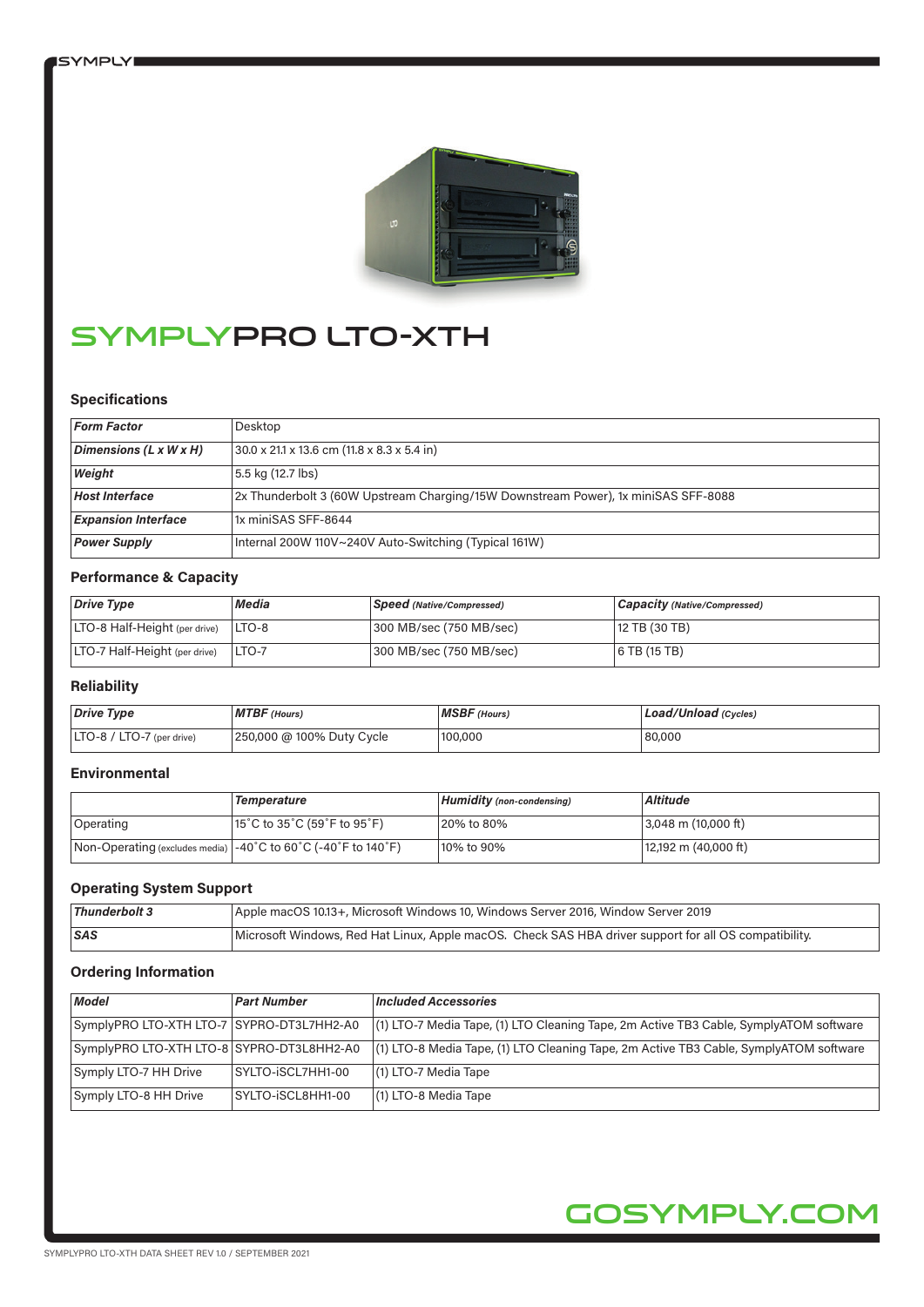# SYMPLYPRO LTO-XTH

## Specifications

| | |
|---|---|
| ***Form Factor*** | Desktop |
| ***Dimensions (L x W x H)*** | 30.0 x 21.1 x 13.6 cm (11.8 x 8.3 x 5.4 in) |
| ***Weight*** | 5.5 kg (12.7 lbs) |
| ***Host Interface*** | 2x Thunderbolt 3 (60W Upstream Charging/15W Downstream Power), 1x miniSAS SFF-8088 |
| ***Expansion Interface*** | 1x miniSAS SFF-8644 |
| ***Power Supply*** | Internal 200W 110V~240V Auto-Switching (Typical 161W) |

## Performance & Capacity

| ***Drive Type*** | ***Media*** | ***Speed*** *(Native/Compressed)* | ***Capacity*** *(Native/Compressed)* |
|---|---|---|---|
| LTO-8 Half-Height (per drive) | LTO-8 | 300 MB/sec (750 MB/sec) | 12 TB (30 TB) |
| LTO-7 Half-Height (per drive) | LTO-7 | 300 MB/sec (750 MB/sec) | 6 TB (15 TB) |

## Reliability

| ***Drive Type*** | ***MTBF*** *(Hours)* | ***MSBF*** *(Hours)* | ***Load/Unload*** *(Cycles)* |
|---|---|---|---|
| LTO-8 / LTO-7 (per drive) | 250,000 @ 100% Duty Cycle | 100,000 | 80,000 |

## Environmental

| | ***Temperature*** | ***Humidity*** *(non-condensing)* | ***Altitude*** |
|---|---|---|---|
| Operating | 15˚C to 35˚C (59˚F to 95˚F) | 20% to 80% | 3,048 m (10,000 ft) |
| Non-Operating (excludes media) | -40˚C to 60˚C (-40˚F to 140˚F) | 10% to 90% | 12,192 m (40,000 ft) |

## Operating System Support

| | |
|---|---|
| ***Thunderbolt 3*** | Apple macOS 10.13+, Microsoft Windows 10, Windows Server 2016, Window Server 2019 |
| ***SAS*** | Microsoft Windows, Red Hat Linux, Apple macOS. Check SAS HBA driver support for all OS compatibility. |

## Ordering Information

| ***Model*** | ***Part Number*** | ***Included Accessories*** |
|---|---|---|
| SymplyPRO LTO-XTH LTO-7 | SYPRO-DT3L7HH2-A0 | (1) LTO-7 Media Tape, (1) LTO Cleaning Tape, 2m Active TB3 Cable, SymplyATOM software |
| SymplyPRO LTO-XTH LTO-8 | SYPRO-DT3L8HH2-A0 | (1) LTO-8 Media Tape, (1) LTO Cleaning Tape, 2m Active TB3 Cable, SymplyATOM software |
| Symply LTO-7 HH Drive | SYLTO-iSCL7HH1-00 | (1) LTO-7 Media Tape |
| Symply LTO-8 HH Drive | SYLTO-iSCL8HH1-00 | (1) LTO-8 Media Tape |

GOSYMPLY.COM

SYMPLYPRO LTO-XTH DATA SHEET REV 1.0 / SEPTEMBER 2021